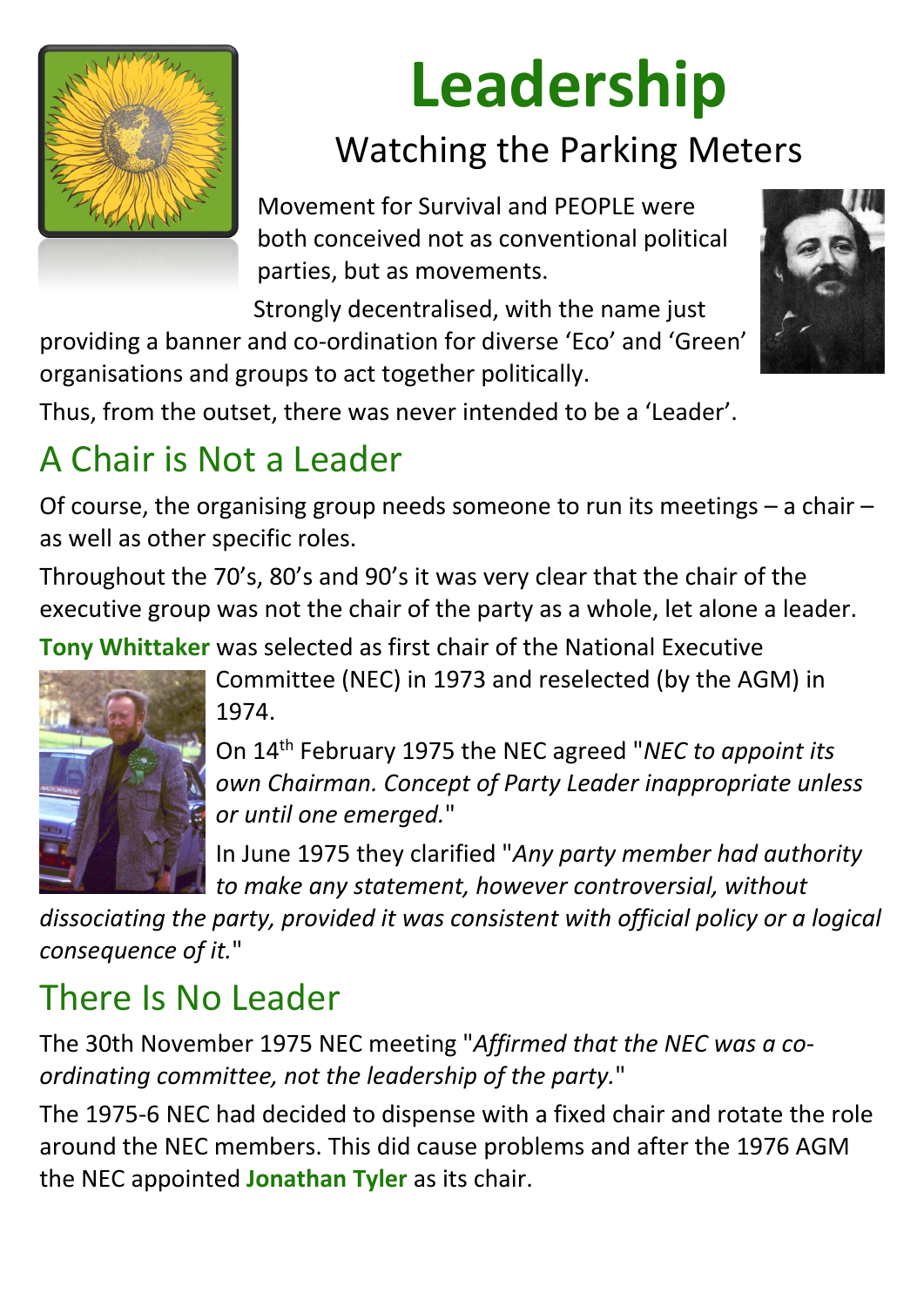# Leadership

## Watching the Parking Meters

Movement for Survival and PEOPLE were both conceived not as conventional political parties, but as movements.

Strongly decentralised, with the name just providing a banner and co-ordination for diverse 'Eco' and 'Green' organisations and groups to act together politically.

Thus, from the outset, there was never intended to be a 'Leader'.

## A Chair is Not a Leader

Of course, the organising group needs someone to run its meetings – a chair – as well as other specific roles.

Throughout the 70's, 80's and 90's it was very clear that the chair of the executive group was not the chair of the party as a whole, let alone a leader.

**Tony Whittaker** was selected as first chair of the National Executive Committee (NEC) in 1973 and reselected (by the AGM) in 1974.

On 14th February 1975 the NEC agreed "*NEC to appoint its own Chairman. Concept of Party Leader inappropriate unless or until one emerged.*"

In June 1975 they clarified "*Any party member had authority to make any statement, however controversial, without dissociating the party, provided it was consistent with official policy or a logical consequence of it.*"

## There Is No Leader

The 30th November 1975 NEC meeting "*Affirmed that the NEC was a co-ordinating committee, not the leadership of the party.*"

The 1975-6 NEC had decided to dispense with a fixed chair and rotate the role around the NEC members. This did cause problems and after the 1976 AGM the NEC appointed **Jonathan Tyler** as its chair.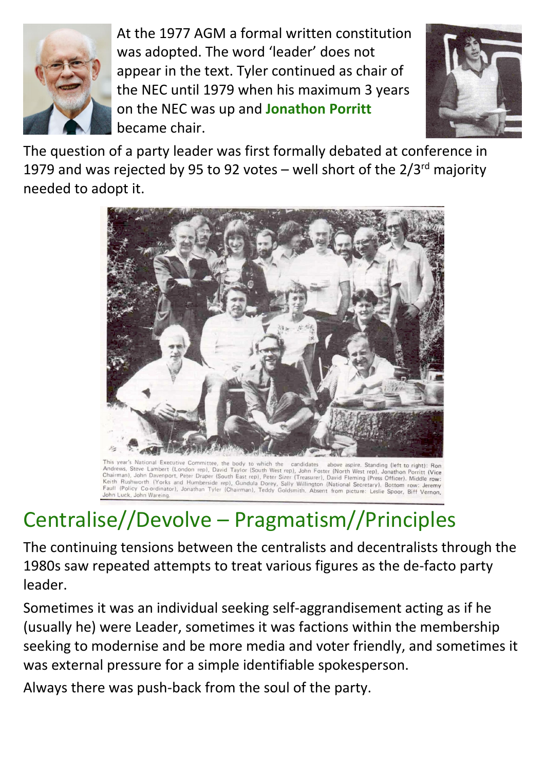At the 1977 AGM a formal written constitution was adopted. The word 'leader' does not appear in the text. Tyler continued as chair of the NEC until 1979 when his maximum 3 years on the NEC was up and **Jonathon Porritt** became chair.

The question of a party leader was first formally debated at conference in 1979 and was rejected by 95 to 92 votes – well short of the 2/3rd majority needed to adopt it.

This year's National Executive Committee, the body to which the candidates above aspire. Standing (left to right): Ron Andrews, Steve Lambert (London rep), David Taylor (South West rep), John Foster (North West rep), Jonathon Porritt (Vice Chairman), John Davenport, Peter Draper (South East rep), Peter Sizer (Treasurer), David Fleming (Press Officer). Middle row: Keith Rushworth (Yorks and Humberside rep), Gundula Dorey, Sally Willington (National Secretary). Bottom row: Jeremy Faull (Policy Co-ordinator), Jonathan Tyler (Chairman), Teddy Goldsmith. Absent from picture: Leslie Spoor, Biff Vernon, John Luck, John Wareing.

## Centralise//Devolve – Pragmatism//Principles

The continuing tensions between the centralists and decentralists through the 1980s saw repeated attempts to treat various figures as the de-facto party leader.

Sometimes it was an individual seeking self-aggrandisement acting as if he (usually he) were Leader, sometimes it was factions within the membership seeking to modernise and be more media and voter friendly, and sometimes it was external pressure for a simple identifiable spokesperson.

Always there was push-back from the soul of the party.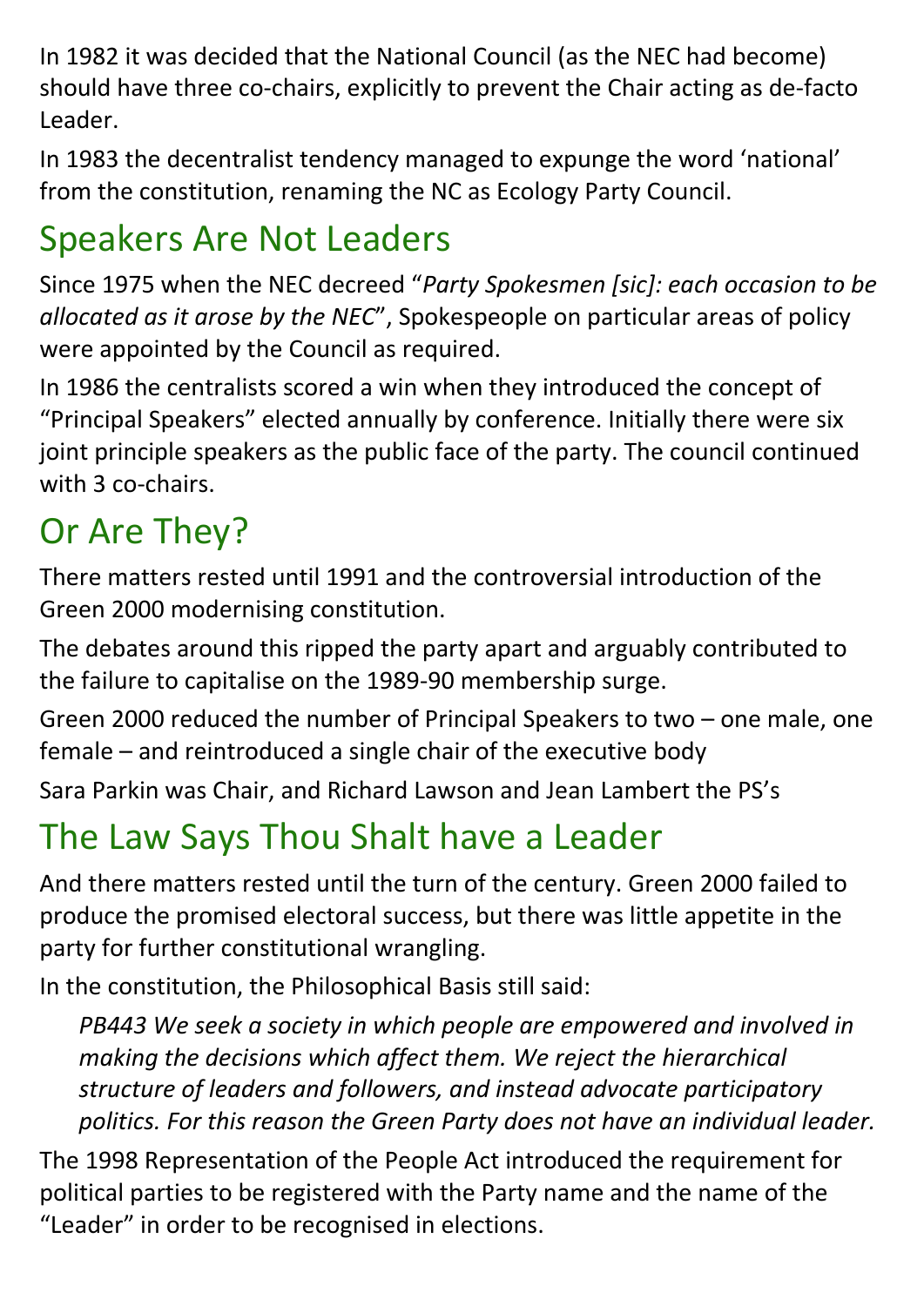In 1982 it was decided that the National Council (as the NEC had become) should have three co-chairs, explicitly to prevent the Chair acting as de-facto Leader.

In 1983 the decentralist tendency managed to expunge the word 'national' from the constitution, renaming the NC as Ecology Party Council.

## Speakers Are Not Leaders

Since 1975 when the NEC decreed "*Party Spokesmen [sic]: each occasion to be allocated as it arose by the NEC*", Spokespeople on particular areas of policy were appointed by the Council as required.

In 1986 the centralists scored a win when they introduced the concept of "Principal Speakers" elected annually by conference. Initially there were six joint principle speakers as the public face of the party. The council continued with 3 co-chairs.

## Or Are They?

There matters rested until 1991 and the controversial introduction of the Green 2000 modernising constitution.

The debates around this ripped the party apart and arguably contributed to the failure to capitalise on the 1989-90 membership surge.

Green 2000 reduced the number of Principal Speakers to two – one male, one female – and reintroduced a single chair of the executive body

Sara Parkin was Chair, and Richard Lawson and Jean Lambert the PS's

## The Law Says Thou Shalt have a Leader

And there matters rested until the turn of the century. Green 2000 failed to produce the promised electoral success, but there was little appetite in the party for further constitutional wrangling.

In the constitution, the Philosophical Basis still said:

> *PB443 We seek a society in which people are empowered and involved in making the decisions which affect them. We reject the hierarchical structure of leaders and followers, and instead advocate participatory politics. For this reason the Green Party does not have an individual leader.*

The 1998 Representation of the People Act introduced the requirement for political parties to be registered with the Party name and the name of the "Leader" in order to be recognised in elections.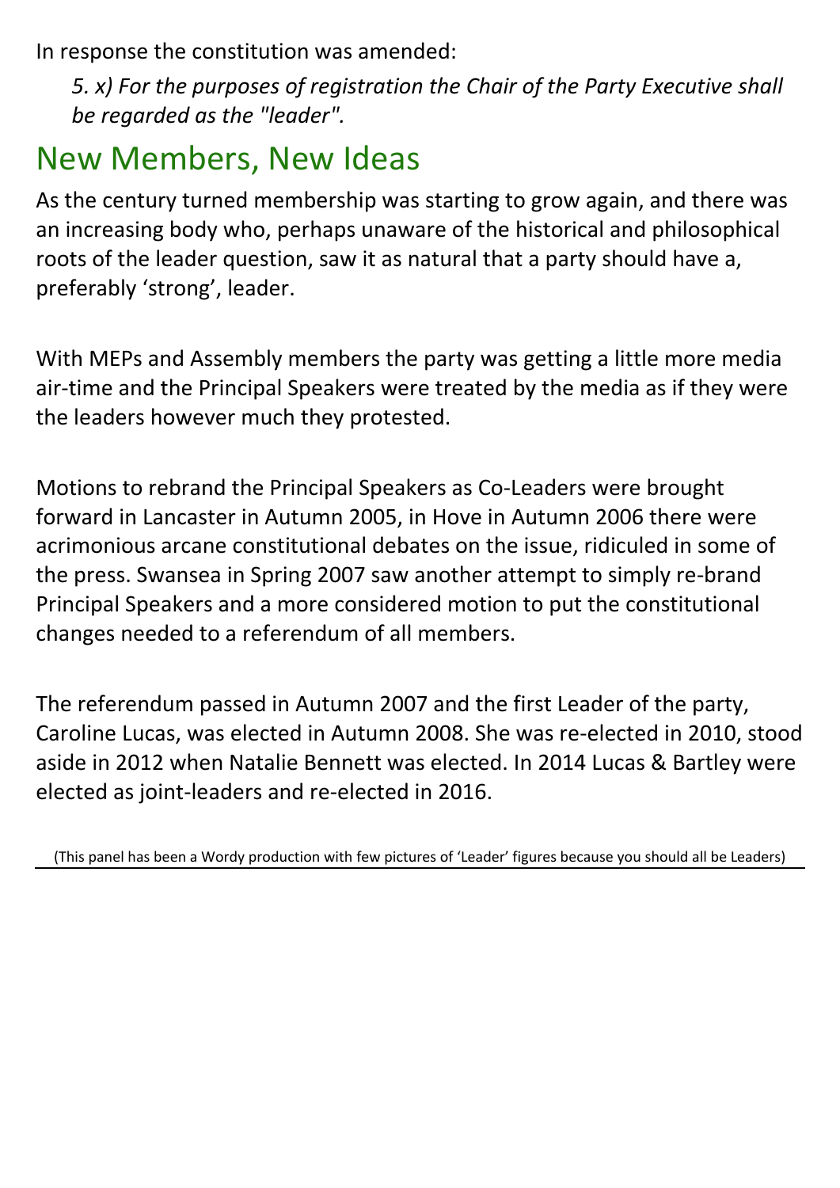In response the constitution was amended:

> *5. x) For the purposes of registration the Chair of the Party Executive shall be regarded as the "leader".*

## New Members, New Ideas

As the century turned membership was starting to grow again, and there was an increasing body who, perhaps unaware of the historical and philosophical roots of the leader question, saw it as natural that a party should have a, preferably 'strong', leader.

With MEPs and Assembly members the party was getting a little more media air-time and the Principal Speakers were treated by the media as if they were the leaders however much they protested.

Motions to rebrand the Principal Speakers as Co-Leaders were brought forward in Lancaster in Autumn 2005, in Hove in Autumn 2006 there were acrimonious arcane constitutional debates on the issue, ridiculed in some of the press. Swansea in Spring 2007 saw another attempt to simply re-brand Principal Speakers and a more considered motion to put the constitutional changes needed to a referendum of all members.

The referendum passed in Autumn 2007 and the first Leader of the party, Caroline Lucas, was elected in Autumn 2008. She was re-elected in 2010, stood aside in 2012 when Natalie Bennett was elected. In 2014 Lucas & Bartley were elected as joint-leaders and re-elected in 2016.

(This panel has been a Wordy production with few pictures of 'Leader' figures because you should all be Leaders)